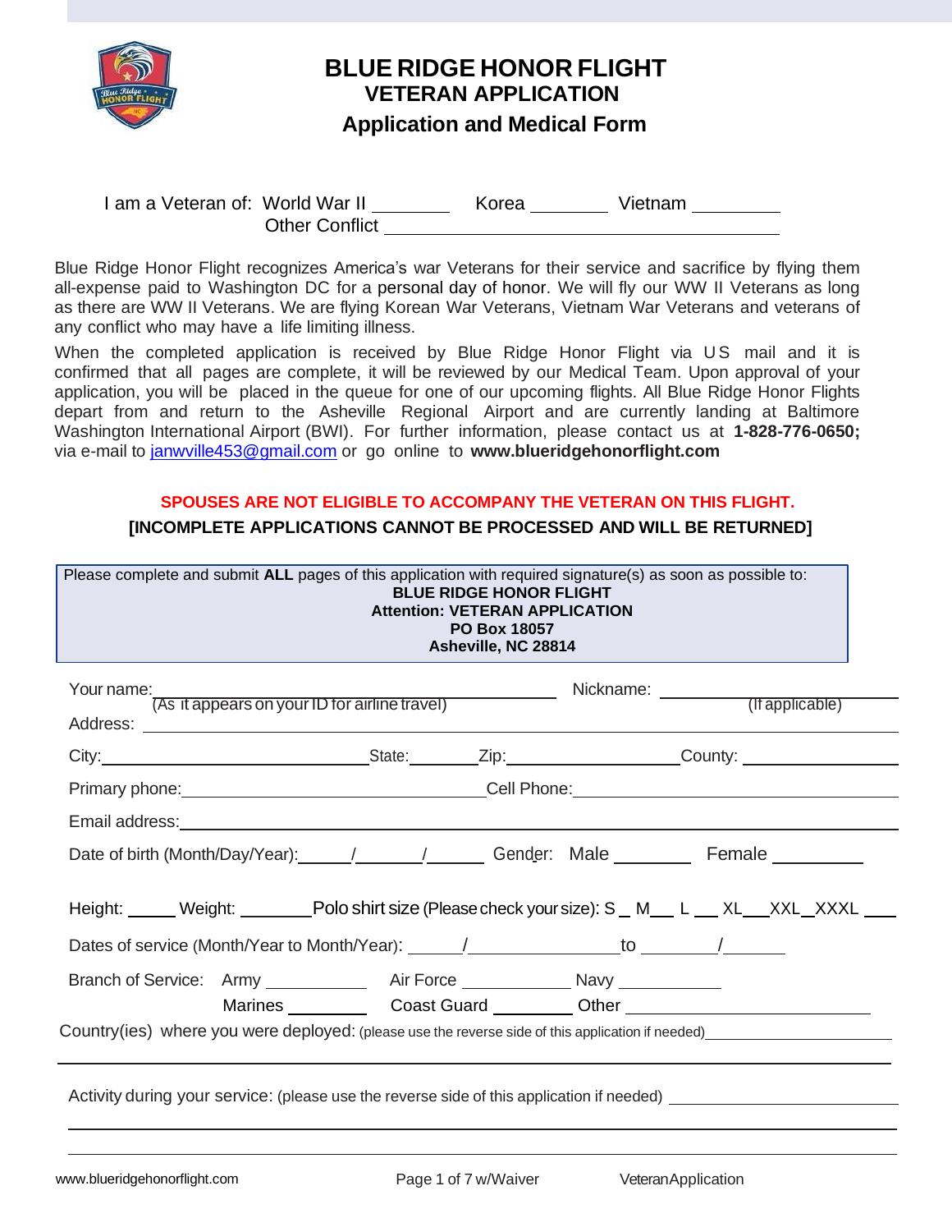# BLUE RIDGE HONOR FLIGHT
## VETERAN APPLICATION
### Application and Medical Form

I am a Veteran of: World War II ________ Korea ________ Vietnam ________
Other Conflict ________________________________

Blue Ridge Honor Flight recognizes America's war Veterans for their service and sacrifice by flying them all-expense paid to Washington DC for a personal day of honor. We will fly our WW II Veterans as long as there are WW II Veterans. We are flying Korean War Veterans, Vietnam War Veterans and veterans of any conflict who may have a life limiting illness.

When the completed application is received by Blue Ridge Honor Flight via US mail and it is confirmed that all pages are complete, it will be reviewed by our Medical Team. Upon approval of your application, you will be placed in the queue for one of our upcoming flights. All Blue Ridge Honor Flights depart from and return to the Asheville Regional Airport and are currently landing at Baltimore Washington International Airport (BWI). For further information, please contact us at **1-828-776-0650;** via e-mail to janwville453@gmail.com or go online to **www.blueridgehonorflight.com**

**SPOUSES ARE NOT ELIGIBLE TO ACCOMPANY THE VETERAN ON THIS FLIGHT.**

**[INCOMPLETE APPLICATIONS CANNOT BE PROCESSED AND WILL BE RETURNED]**

Please complete and submit **ALL** pages of this application with required signature(s) as soon as possible to:
**BLUE RIDGE HONOR FLIGHT**
**Attention: VETERAN APPLICATION**
**PO Box 18057**
**Asheville, NC 28814**

Your name: ________________________________ Nickname: ________________
(As it appears on your ID for airline travel) (If applicable)

Address: ________________________________________________

City: ____________________ State: ________ Zip: ____________ County: ____________

Primary phone: ____________________ Cell Phone: ____________________

Email address: ________________________________________________

Date of birth (Month/Day/Year): _____/______/______ Gender: Male ________ Female ________

Height: _____ Weight: ________ Polo shirt size (Please check your size): S _ M___ L ___ XL___XXL_XXXL ___

Dates of service (Month/Year to Month/Year): ______/______________ to ________/_______

Branch of Service: Army ___________ Air Force ____________ Navy ___________
Marines _________ Coast Guard _________ Other ____________________

Country(ies) where you were deployed: (please use the reverse side of this application if needed) ____________________

________________________________________________

Activity during your service: (please use the reverse side of this application if needed) ____________________

________________________________________________

________________________________________________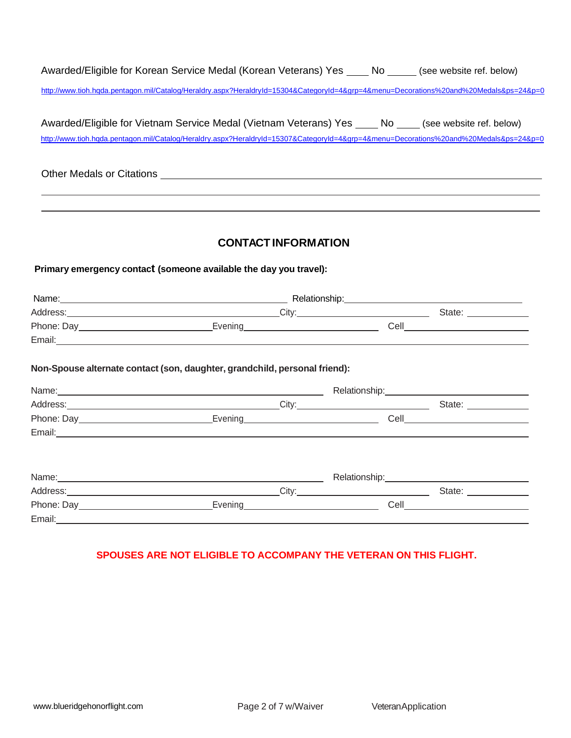Awarded/Eligible for Korean Service Medal (Korean Veterans) Yes ____ No _____ (see website ref. below)

http://www.tioh.hqda.pentagon.mil/Catalog/Heraldry.aspx?HeraldryId=15304&CategoryId=4&grp=4&menu=Decorations%20and%20Medals&ps=24&p=0

Awarded/Eligible for Vietnam Service Medal (Vietnam Veterans) Yes ____ No ____ (see website ref. below)

http://www.tioh.hqda.pentagon.mil/Catalog/Heraldry.aspx?HeraldryId=15307&CategoryId=4&grp=4&menu=Decorations%20and%20Medals&ps=24&p=0

Other Medals or Citations ______________________________________________________________

______________________________________________________________________________

______________________________________________________________________________

## CONTACT INFORMATION

**Primary emergency contact (someone available the day you travel):**

Name:______________________________ Relationship:______________________________

Address:______________________________ City:____________________ State: __________

Phone: Day____________________ Evening____________________ Cell____________________

Email:______________________________________________________________________

**Non-Spouse alternate contact (son, daughter, grandchild, personal friend):**

Name:______________________________ Relationship:______________________________

Address:______________________________ City:____________________ State: __________

Phone: Day____________________ Evening____________________ Cell____________________

Email:______________________________________________________________________

Name:______________________________ Relationship:______________________________

Address:______________________________ City:____________________ State: __________

Phone: Day____________________ Evening____________________ Cell____________________

Email:______________________________________________________________________

**SPOUSES ARE NOT ELIGIBLE TO ACCOMPANY THE VETERAN ON THIS FLIGHT.**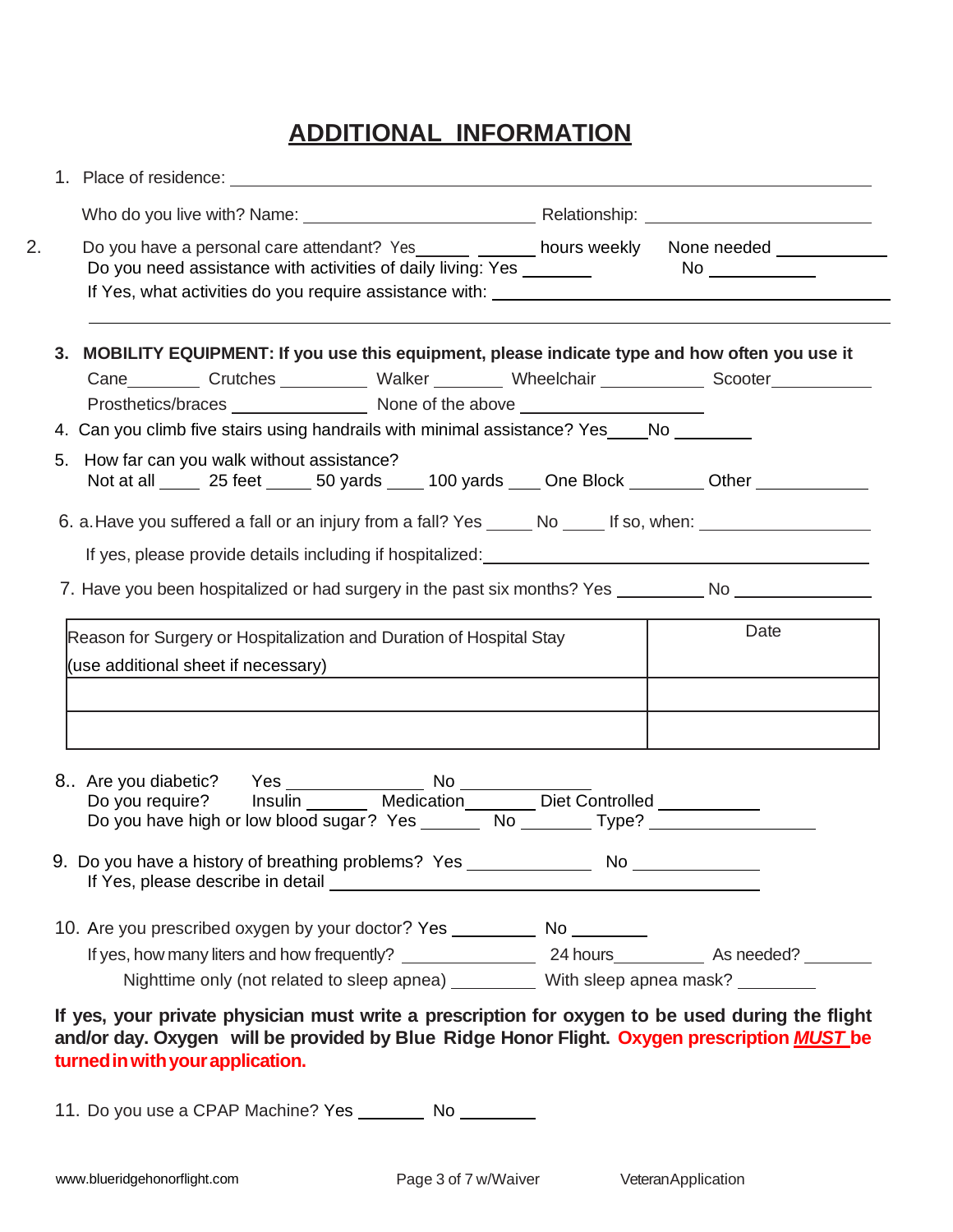# ADDITIONAL INFORMATION

1. Place of residence: ______________________________________________

   Who do you live with? Name: ______________________ Relationship: ______________________

2. Do you have a personal care attendant? Yes_____ _____ hours weekly None needed __________
   Do you need assistance with activities of daily living: Yes _______ No __________
   If Yes, what activities do you require assistance with: ______________________________________

   ______________________________________________________________________

3. **MOBILITY EQUIPMENT: If you use this equipment, please indicate type and how often you use it**
   Cane________ Crutches _________ Walker _______ Wheelchair ___________ Scooter___________
   Prosthetics/braces ______________ None of the above __________________

4. Can you climb five stairs using handrails with minimal assistance? Yes____No ________

5. How far can you walk without assistance?
   Not at all ____ 25 feet _____ 50 yards ____ 100 yards ___ One Block ________ Other ____________

6. a. Have you suffered a fall or an injury from a fall? Yes _____ No _____ If so, when: _______________

   If yes, please provide details including if hospitalized: ______________________________________

7. Have you been hospitalized or had surgery in the past six months? Yes _________ No ______________

| Reason for Surgery or Hospitalization and Duration of Hospital Stay (use additional sheet if necessary) | Date |
|---|---|
| | |
| | |

8. Are you diabetic? Yes ______________ No ______________
   Do you require? Insulin ______ Medication_______ Diet Controlled __________
   Do you have high or low blood sugar? Yes ______ No _______ Type? __________________

9. Do you have a history of breathing problems? Yes _____________ No _____________
   If Yes, please describe in detail ______________________________________________

10. Are you prescribed oxygen by your doctor? Yes _________ No ________
    If yes, how many liters and how frequently? ______________ 24 hours_________ As needed? _______
    Nighttime only (not related to sleep apnea) _________ With sleep apnea mask? ________

**If yes, your private physician must write a prescription for oxygen to be used during the flight and/or day. Oxygen will be provided by Blue Ridge Honor Flight. Oxygen prescription *MUST* be turned in with your application.**

11. Do you use a CPAP Machine? Yes _______ No ________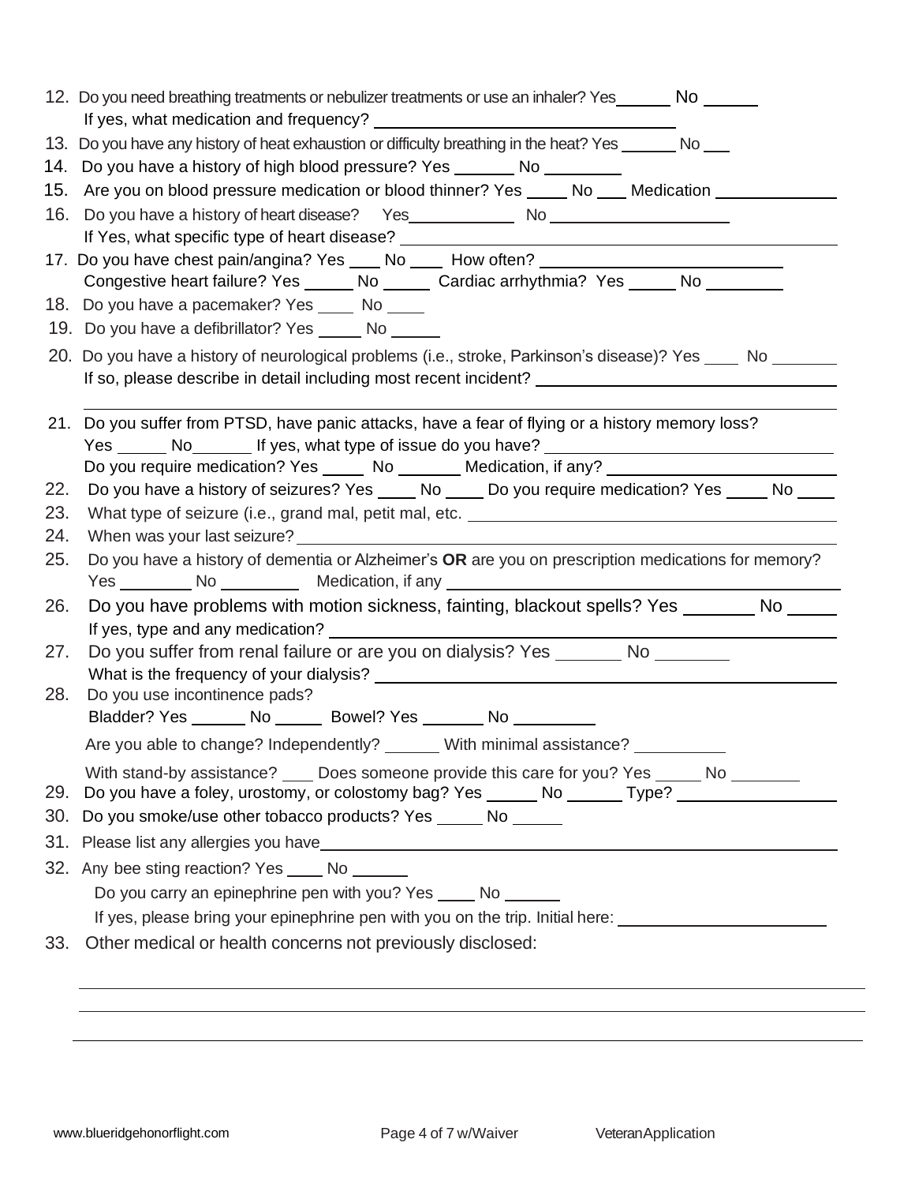12. Do you need breathing treatments or nebulizer treatments or use an inhaler? Yes______ No ______
    If yes, what medication and frequency? ________________________________
13. Do you have any history of heat exhaustion or difficulty breathing in the heat? Yes ______ No ___
14. Do you have a history of high blood pressure? Yes _______ No ________
15. Are you on blood pressure medication or blood thinner? Yes _____ No ___ Medication _____________
16. Do you have a history of heart disease? Yes____________ No ____________________
    If Yes, what specific type of heart disease? ________________________________________________
17. Do you have chest pain/angina? Yes ___ No ____ How often? __________________________
    Congestive heart failure? Yes _____ No _____ Cardiac arrhythmia? Yes _____ No ________
18. Do you have a pacemaker? Yes ____ No ____
19. Do you have a defibrillator? Yes _____ No _____
20. Do you have a history of neurological problems (i.e., stroke, Parkinson's disease)? Yes ____ No _______
    If so, please describe in detail including most recent incident? ________________________________
    ________________________________________________________________________________
21. Do you suffer from PTSD, have panic attacks, have a fear of flying or a history memory loss?
    Yes _____ No______ If yes, what type of issue do you have? ____________________________
    Do you require medication? Yes _____ No _______ Medication, if any? ________________________
22. Do you have a history of seizures? Yes ____ No ____ Do you require medication? Yes ____ No ____
23. What type of seizure (i.e., grand mal, petit mal, etc. ________________________________________
24. When was your last seizure? ______________________________________________________
25. Do you have a history of dementia or Alzheimer's **OR** are you on prescription medications for memory?
    Yes ________ No _________ Medication, if any ____________________________________________
26. Do you have problems with motion sickness, fainting, blackout spells? Yes _______ No _____
    If yes, type and any medication? ____________________________________________________
27. Do you suffer from renal failure or are you on dialysis? Yes _______ No ________
    What is the frequency of your dialysis? ______________________________________________
28. Do you use incontinence pads?
    Bladder? Yes ______ No _____ Bowel? Yes _______ No _________
    Are you able to change? Independently? ______ With minimal assistance? __________
    With stand-by assistance? ___ Does someone provide this care for you? Yes _____ No _______
29. Do you have a foley, urostomy, or colostomy bag? Yes _____ No ______ Type? _________________
30. Do you smoke/use other tobacco products? Yes _____ No _____
31. Please list any allergies you have__________________________________________________________
32. Any bee sting reaction? Yes ____ No ______
    Do you carry an epinephrine pen with you? Yes ____ No ______
    If yes, please bring your epinephrine pen with you on the trip. Initial here: ______________________
33. Other medical or health concerns not previously disclosed:

________________________________________________________________________________

________________________________________________________________________________

________________________________________________________________________________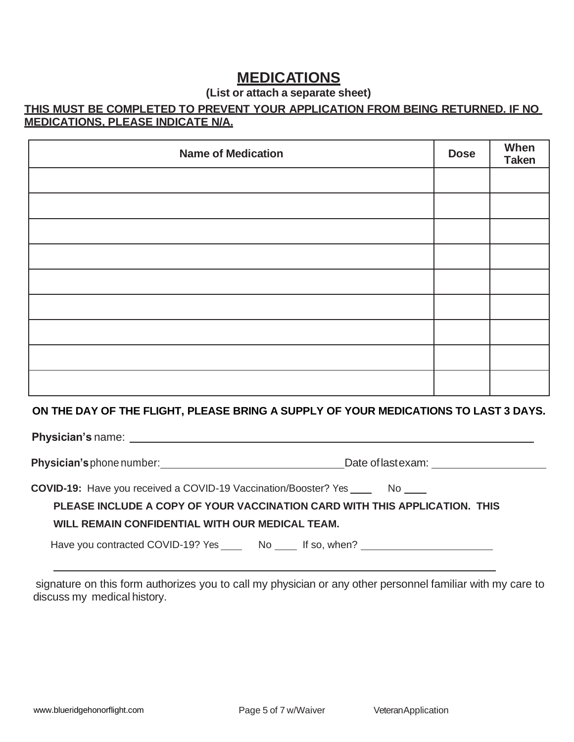# MEDICATIONS

**(List or attach a separate sheet)**

**THIS MUST BE COMPLETED TO PREVENT YOUR APPLICATION FROM BEING RETURNED. IF NO MEDICATIONS, PLEASE INDICATE N/A.**

| Name of Medication | Dose | When Taken |
|---|---|---|
| | | |
| | | |
| | | |
| | | |
| | | |
| | | |
| | | |
| | | |
| | | |

**ON THE DAY OF THE FLIGHT, PLEASE BRING A SUPPLY OF YOUR MEDICATIONS TO LAST 3 DAYS.**

**Physician's** name: ______________________________________________

**Physician's** phone number: ______________________ Date of last exam: ______________

**COVID-19:** Have you received a COVID-19 Vaccination/Booster? Yes ____ No ____

**PLEASE INCLUDE A COPY OF YOUR VACCINATION CARD WITH THIS APPLICATION. THIS WILL REMAIN CONFIDENTIAL WITH OUR MEDICAL TEAM.**

Have you contracted COVID-19? Yes ____ No ____ If so, when? ________________

______________________________________________

signature on this form authorizes you to call my physician or any other personnel familiar with my care to discuss my medical history.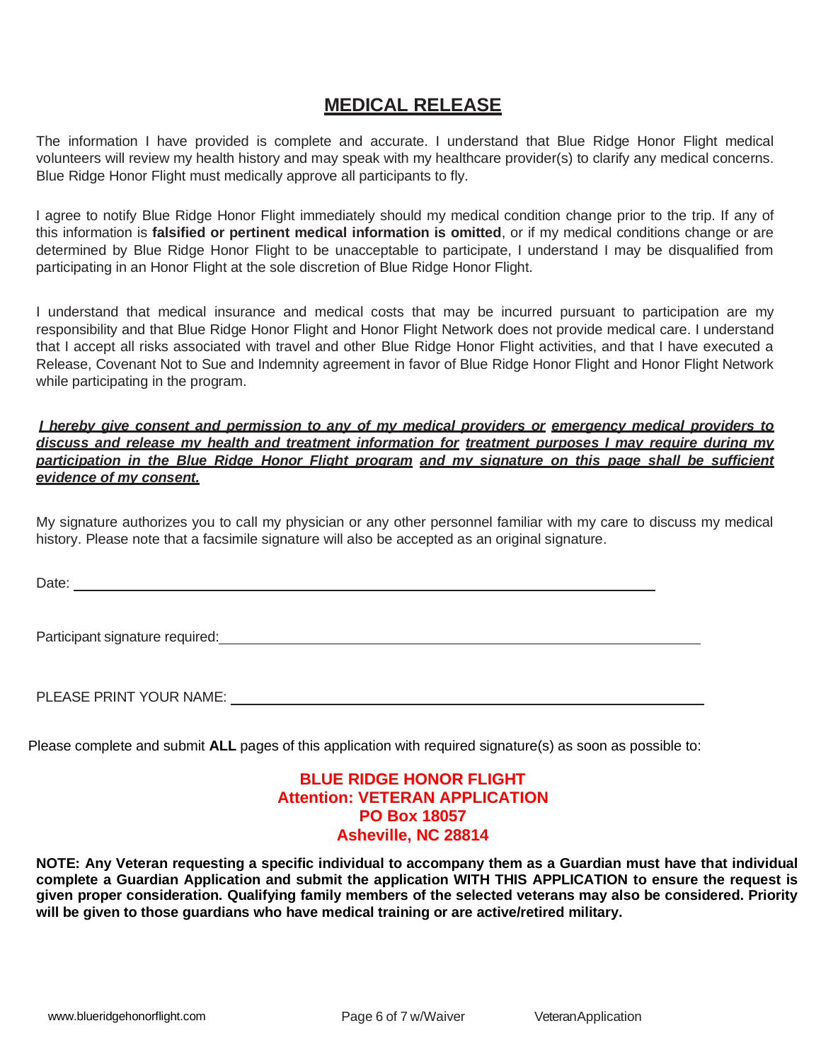# MEDICAL RELEASE

The information I have provided is complete and accurate. I understand that Blue Ridge Honor Flight medical volunteers will review my health history and may speak with my healthcare provider(s) to clarify any medical concerns. Blue Ridge Honor Flight must medically approve all participants to fly.

I agree to notify Blue Ridge Honor Flight immediately should my medical condition change prior to the trip. If any of this information is **falsified or pertinent medical information is omitted**, or if my medical conditions change or are determined by Blue Ridge Honor Flight to be unacceptable to participate, I understand I may be disqualified from participating in an Honor Flight at the sole discretion of Blue Ridge Honor Flight.

I understand that medical insurance and medical costs that may be incurred pursuant to participation are my responsibility and that Blue Ridge Honor Flight and Honor Flight Network does not provide medical care. I understand that I accept all risks associated with travel and other Blue Ridge Honor Flight activities, and that I have executed a Release, Covenant Not to Sue and Indemnity agreement in favor of Blue Ridge Honor Flight and Honor Flight Network while participating in the program.

***I hereby give consent and permission to any of my medical providers or emergency medical providers to discuss and release my health and treatment information for treatment purposes I may require during my participation in the Blue Ridge Honor Flight program and my signature on this page shall be sufficient evidence of my consent.***

My signature authorizes you to call my physician or any other personnel familiar with my care to discuss my medical history. Please note that a facsimile signature will also be accepted as an original signature.

Date: ______________________________________________

Participant signature required: ______________________________________________

PLEASE PRINT YOUR NAME: ______________________________________________

Please complete and submit **ALL** pages of this application with required signature(s) as soon as possible to:

**BLUE RIDGE HONOR FLIGHT**
**Attention: VETERAN APPLICATION**
**PO Box 18057**
**Asheville, NC 28814**

**NOTE: Any Veteran requesting a specific individual to accompany them as a Guardian must have that individual complete a Guardian Application and submit the application WITH THIS APPLICATION to ensure the request is given proper consideration. Qualifying family members of the selected veterans may also be considered. Priority will be given to those guardians who have medical training or are active/retired military.**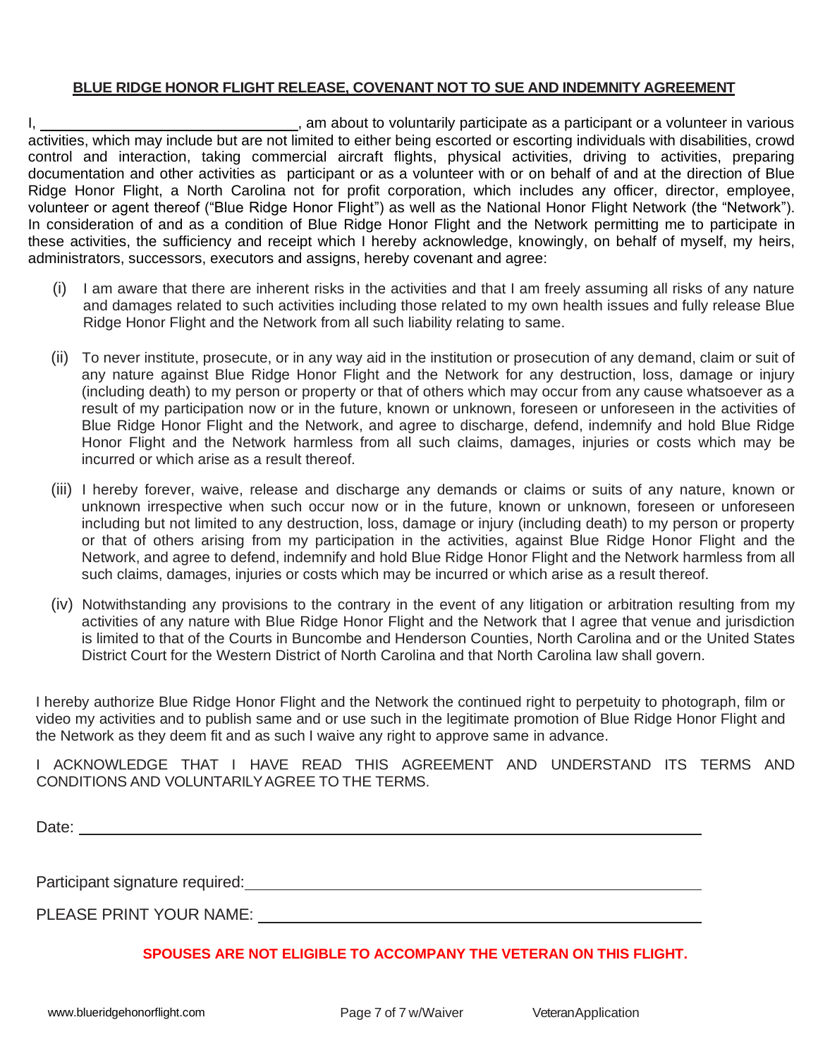## BLUE RIDGE HONOR FLIGHT RELEASE, COVENANT NOT TO SUE AND INDEMNITY AGREEMENT

I, ______________________________, am about to voluntarily participate as a participant or a volunteer in various activities, which may include but are not limited to either being escorted or escorting individuals with disabilities, crowd control and interaction, taking commercial aircraft flights, physical activities, driving to activities, preparing documentation and other activities as participant or as a volunteer with or on behalf of and at the direction of Blue Ridge Honor Flight, a North Carolina not for profit corporation, which includes any officer, director, employee, volunteer or agent thereof ("Blue Ridge Honor Flight") as well as the National Honor Flight Network (the "Network"). In consideration of and as a condition of Blue Ridge Honor Flight and the Network permitting me to participate in these activities, the sufficiency and receipt which I hereby acknowledge, knowingly, on behalf of myself, my heirs, administrators, successors, executors and assigns, hereby covenant and agree:

(i) I am aware that there are inherent risks in the activities and that I am freely assuming all risks of any nature and damages related to such activities including those related to my own health issues and fully release Blue Ridge Honor Flight and the Network from all such liability relating to same.

(ii) To never institute, prosecute, or in any way aid in the institution or prosecution of any demand, claim or suit of any nature against Blue Ridge Honor Flight and the Network for any destruction, loss, damage or injury (including death) to my person or property or that of others which may occur from any cause whatsoever as a result of my participation now or in the future, known or unknown, foreseen or unforeseen in the activities of Blue Ridge Honor Flight and the Network, and agree to discharge, defend, indemnify and hold Blue Ridge Honor Flight and the Network harmless from all such claims, damages, injuries or costs which may be incurred or which arise as a result thereof.

(iii) I hereby forever, waive, release and discharge any demands or claims or suits of any nature, known or unknown irrespective when such occur now or in the future, known or unknown, foreseen or unforeseen including but not limited to any destruction, loss, damage or injury (including death) to my person or property or that of others arising from my participation in the activities, against Blue Ridge Honor Flight and the Network, and agree to defend, indemnify and hold Blue Ridge Honor Flight and the Network harmless from all such claims, damages, injuries or costs which may be incurred or which arise as a result thereof.

(iv) Notwithstanding any provisions to the contrary in the event of any litigation or arbitration resulting from my activities of any nature with Blue Ridge Honor Flight and the Network that I agree that venue and jurisdiction is limited to that of the Courts in Buncombe and Henderson Counties, North Carolina and or the United States District Court for the Western District of North Carolina and that North Carolina law shall govern.

I hereby authorize Blue Ridge Honor Flight and the Network the continued right to perpetuity to photograph, film or video my activities and to publish same and or use such in the legitimate promotion of Blue Ridge Honor Flight and the Network as they deem fit and as such I waive any right to approve same in advance.

I ACKNOWLEDGE THAT I HAVE READ THIS AGREEMENT AND UNDERSTAND ITS TERMS AND CONDITIONS AND VOLUNTARILY AGREE TO THE TERMS.

Date: ______________________________

Participant signature required: ______________________________

PLEASE PRINT YOUR NAME: ______________________________

**SPOUSES ARE NOT ELIGIBLE TO ACCOMPANY THE VETERAN ON THIS FLIGHT.**